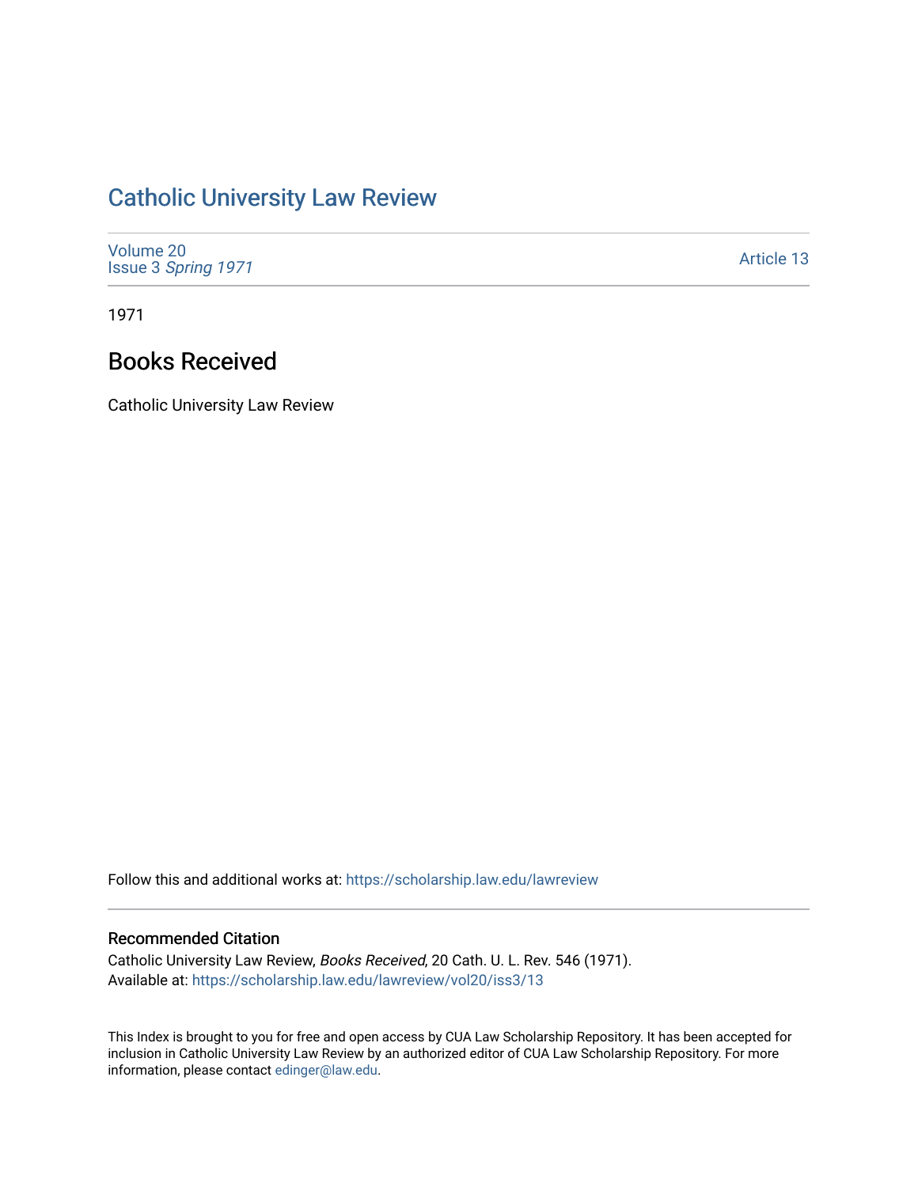# Catholic University Law Review

Volume 20
Issue 3 *Spring 1971*

Article 13

1971

## Books Received

Catholic University Law Review

Follow this and additional works at: https://scholarship.law.edu/lawreview

### Recommended Citation

Catholic University Law Review, *Books Received*, 20 Cath. U. L. Rev. 546 (1971).
Available at: https://scholarship.law.edu/lawreview/vol20/iss3/13

This Index is brought to you for free and open access by CUA Law Scholarship Repository. It has been accepted for inclusion in Catholic University Law Review by an authorized editor of CUA Law Scholarship Repository. For more information, please contact edinger@law.edu.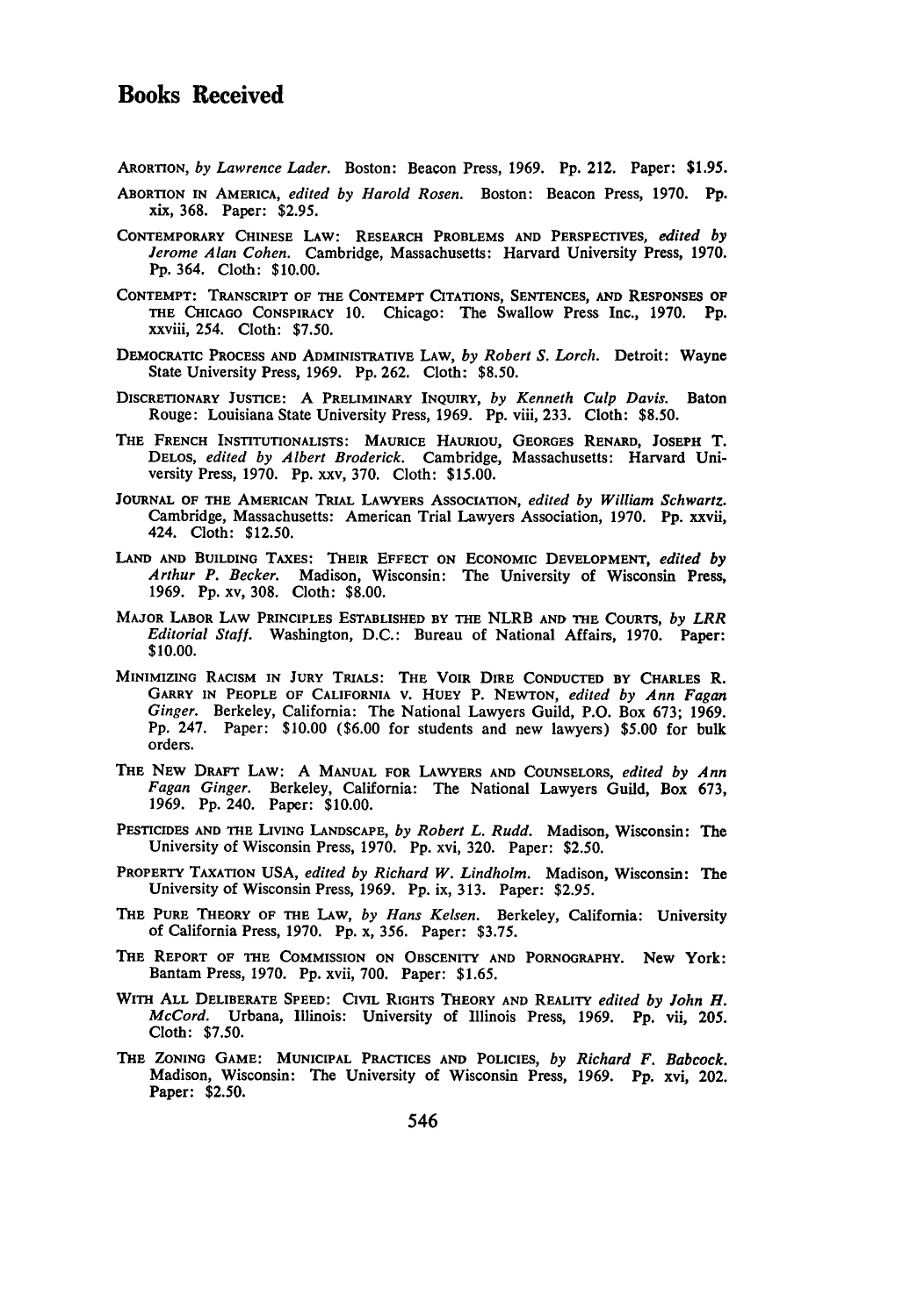# Books Received

Abortion, *by Lawrence Lader.* Boston: Beacon Press, 1969. Pp. 212. Paper: $1.95.

Abortion in America, *edited by Harold Rosen.* Boston: Beacon Press, 1970. Pp. xix, 368. Paper: $2.95.

Contemporary Chinese Law: Research Problems and Perspectives, *edited by Jerome Alan Cohen.* Cambridge, Massachusetts: Harvard University Press, 1970. Pp. 364. Cloth: $10.00.

Contempt: Transcript of the Contempt Citations, Sentences, and Responses of the Chicago Conspiracy 10. Chicago: The Swallow Press Inc., 1970. Pp. xxviii, 254. Cloth: $7.50.

Democratic Process and Administrative Law, *by Robert S. Lorch.* Detroit: Wayne State University Press, 1969. Pp. 262. Cloth: $8.50.

Discretionary Justice: A Preliminary Inquiry, *by Kenneth Culp Davis.* Baton Rouge: Louisiana State University Press, 1969. Pp. viii, 233. Cloth: $8.50.

The French Institutionalists: Maurice Hauriou, Georges Renard, Joseph T. Delos, *edited by Albert Broderick.* Cambridge, Massachusetts: Harvard University Press, 1970. Pp. xxv, 370. Cloth: $15.00.

Journal of the American Trial Lawyers Association, *edited by William Schwartz.* Cambridge, Massachusetts: American Trial Lawyers Association, 1970. Pp. xxvii, 424. Cloth: $12.50.

Land and Building Taxes: Their Effect on Economic Development, *edited by Arthur P. Becker.* Madison, Wisconsin: The University of Wisconsin Press, 1969. Pp. xv, 308. Cloth: $8.00.

Major Labor Law Principles Established by the NLRB and the Courts, *by LRR Editorial Staff.* Washington, D.C.: Bureau of National Affairs, 1970. Paper: $10.00.

Minimizing Racism in Jury Trials: The Voir Dire Conducted by Charles R. Garry in People of California v. Huey P. Newton, *edited by Ann Fagan Ginger.* Berkeley, California: The National Lawyers Guild, P.O. Box 673; 1969. Pp. 247. Paper: $10.00 ($6.00 for students and new lawyers) $5.00 for bulk orders.

The New Draft Law: A Manual for Lawyers and Counselors, *edited by Ann Fagan Ginger.* Berkeley, California: The National Lawyers Guild, Box 673, 1969. Pp. 240. Paper: $10.00.

Pesticides and the Living Landscape, *by Robert L. Rudd.* Madison, Wisconsin: The University of Wisconsin Press, 1970. Pp. xvi, 320. Paper: $2.50.

Property Taxation USA, *edited by Richard W. Lindholm.* Madison, Wisconsin: The University of Wisconsin Press, 1969. Pp. ix, 313. Paper: $2.95.

The Pure Theory of the Law, *by Hans Kelsen.* Berkeley, California: University of California Press, 1970. Pp. x, 356. Paper: $3.75.

The Report of the Commission on Obscenity and Pornography. New York: Bantam Press, 1970. Pp. xvii, 700. Paper: $1.65.

With All Deliberate Speed: Civil Rights Theory and Reality *edited by John H. McCord.* Urbana, Illinois: University of Illinois Press, 1969. Pp. vii, 205. Cloth: $7.50.

The Zoning Game: Municipal Practices and Policies, *by Richard F. Babcock.* Madison, Wisconsin: The University of Wisconsin Press, 1969. Pp. xvi, 202. Paper: $2.50.